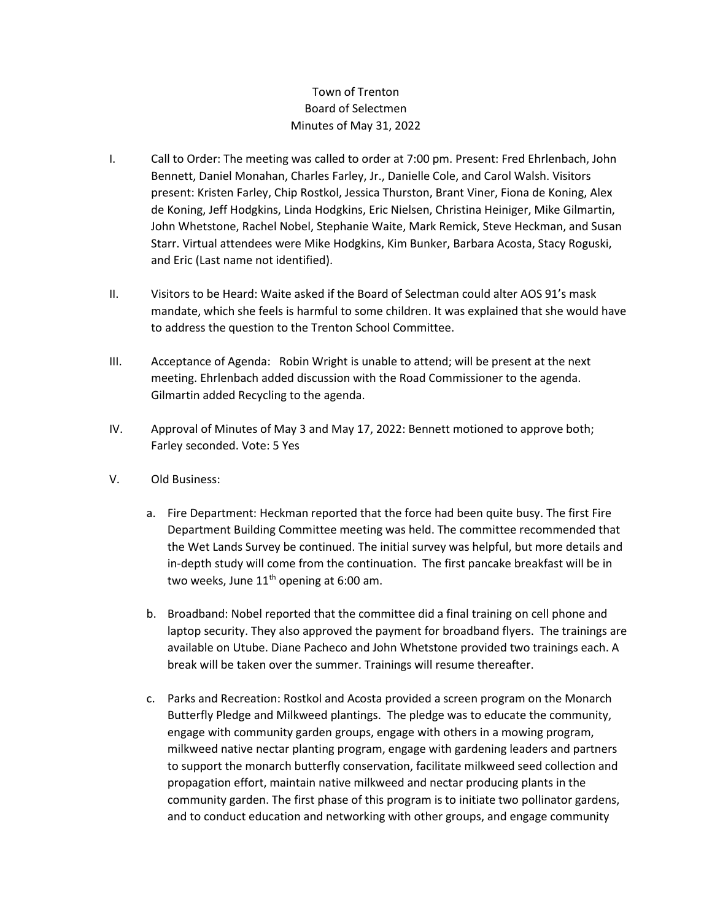Town of Trenton
Board of Selectmen
Minutes of May 31, 2022

I. Call to Order: The meeting was called to order at 7:00 pm. Present: Fred Ehrlenbach, John Bennett, Daniel Monahan, Charles Farley, Jr., Danielle Cole, and Carol Walsh. Visitors present: Kristen Farley, Chip Rostkol, Jessica Thurston, Brant Viner, Fiona de Koning, Alex de Koning, Jeff Hodgkins, Linda Hodgkins, Eric Nielsen, Christina Heiniger, Mike Gilmartin, John Whetstone, Rachel Nobel, Stephanie Waite, Mark Remick, Steve Heckman, and Susan Starr. Virtual attendees were Mike Hodgkins, Kim Bunker, Barbara Acosta, Stacy Roguski, and Eric (Last name not identified).

II. Visitors to be Heard: Waite asked if the Board of Selectman could alter AOS 91's mask mandate, which she feels is harmful to some children. It was explained that she would have to address the question to the Trenton School Committee.

III. Acceptance of Agenda: Robin Wright is unable to attend; will be present at the next meeting. Ehrlenbach added discussion with the Road Commissioner to the agenda. Gilmartin added Recycling to the agenda.

IV. Approval of Minutes of May 3 and May 17, 2022: Bennett motioned to approve both; Farley seconded. Vote: 5 Yes

V. Old Business:

a. Fire Department: Heckman reported that the force had been quite busy. The first Fire Department Building Committee meeting was held. The committee recommended that the Wet Lands Survey be continued. The initial survey was helpful, but more details and in-depth study will come from the continuation. The first pancake breakfast will be in two weeks, June 11th opening at 6:00 am.

b. Broadband: Nobel reported that the committee did a final training on cell phone and laptop security. They also approved the payment for broadband flyers. The trainings are available on Utube. Diane Pacheco and John Whetstone provided two trainings each. A break will be taken over the summer. Trainings will resume thereafter.

c. Parks and Recreation: Rostkol and Acosta provided a screen program on the Monarch Butterfly Pledge and Milkweed plantings. The pledge was to educate the community, engage with community garden groups, engage with others in a mowing program, milkweed native nectar planting program, engage with gardening leaders and partners to support the monarch butterfly conservation, facilitate milkweed seed collection and propagation effort, maintain native milkweed and nectar producing plants in the community garden. The first phase of this program is to initiate two pollinator gardens, and to conduct education and networking with other groups, and engage community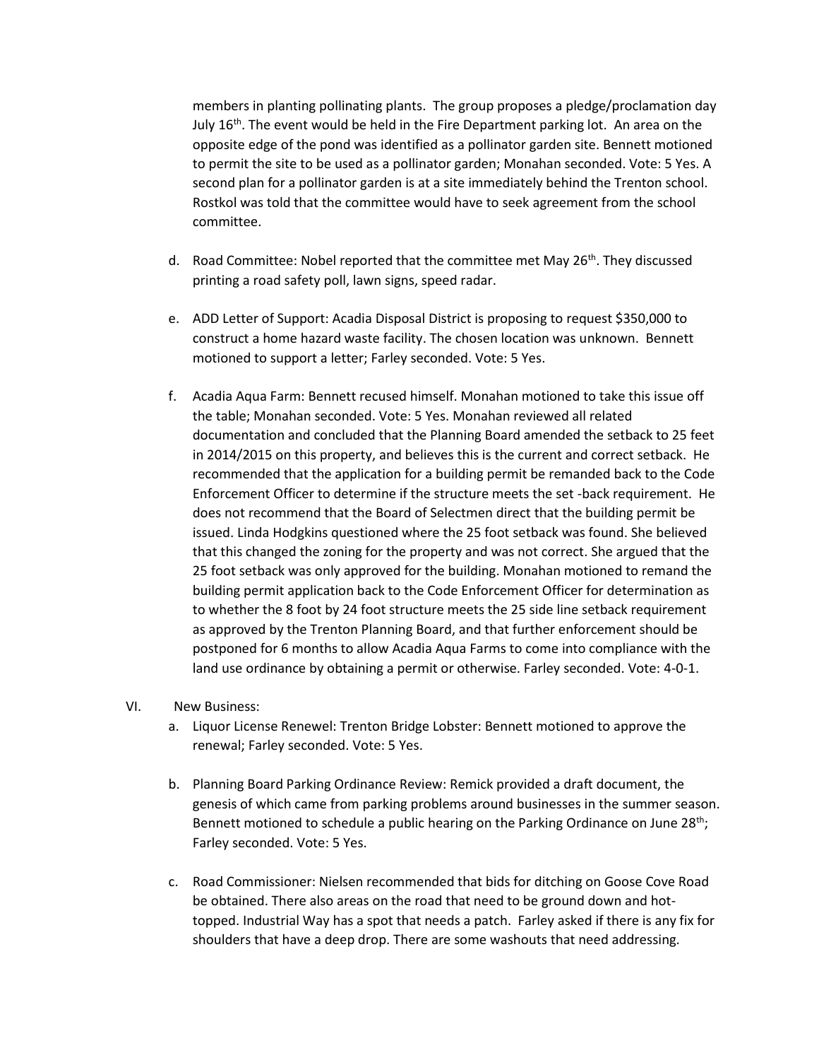members in planting pollinating plants. The group proposes a pledge/proclamation day July 16th. The event would be held in the Fire Department parking lot. An area on the opposite edge of the pond was identified as a pollinator garden site. Bennett motioned to permit the site to be used as a pollinator garden; Monahan seconded. Vote: 5 Yes. A second plan for a pollinator garden is at a site immediately behind the Trenton school. Rostkol was told that the committee would have to seek agreement from the school committee.

d. Road Committee: Nobel reported that the committee met May 26th. They discussed printing a road safety poll, lawn signs, speed radar.

e. ADD Letter of Support: Acadia Disposal District is proposing to request $350,000 to construct a home hazard waste facility. The chosen location was unknown. Bennett motioned to support a letter; Farley seconded. Vote: 5 Yes.

f. Acadia Aqua Farm: Bennett recused himself. Monahan motioned to take this issue off the table; Monahan seconded. Vote: 5 Yes. Monahan reviewed all related documentation and concluded that the Planning Board amended the setback to 25 feet in 2014/2015 on this property, and believes this is the current and correct setback. He recommended that the application for a building permit be remanded back to the Code Enforcement Officer to determine if the structure meets the set -back requirement. He does not recommend that the Board of Selectmen direct that the building permit be issued. Linda Hodgkins questioned where the 25 foot setback was found. She believed that this changed the zoning for the property and was not correct. She argued that the 25 foot setback was only approved for the building. Monahan motioned to remand the building permit application back to the Code Enforcement Officer for determination as to whether the 8 foot by 24 foot structure meets the 25 side line setback requirement as approved by the Trenton Planning Board, and that further enforcement should be postponed for 6 months to allow Acadia Aqua Farms to come into compliance with the land use ordinance by obtaining a permit or otherwise. Farley seconded. Vote: 4-0-1.

VI. New Business:

a. Liquor License Renewel: Trenton Bridge Lobster: Bennett motioned to approve the renewal; Farley seconded. Vote: 5 Yes.

b. Planning Board Parking Ordinance Review: Remick provided a draft document, the genesis of which came from parking problems around businesses in the summer season. Bennett motioned to schedule a public hearing on the Parking Ordinance on June 28th; Farley seconded. Vote: 5 Yes.

c. Road Commissioner: Nielsen recommended that bids for ditching on Goose Cove Road be obtained. There also areas on the road that need to be ground down and hot-topped. Industrial Way has a spot that needs a patch. Farley asked if there is any fix for shoulders that have a deep drop. There are some washouts that need addressing.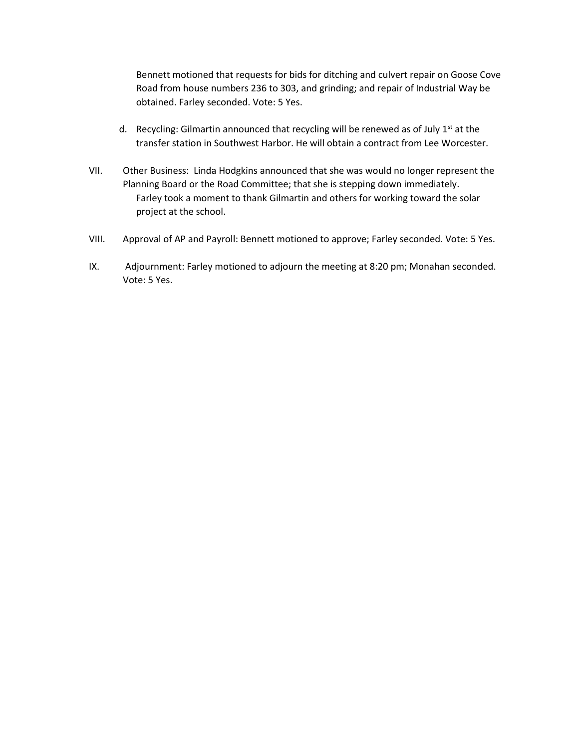Bennett motioned that requests for bids for ditching and culvert repair on Goose Cove Road from house numbers 236 to 303, and grinding; and repair of Industrial Way be obtained. Farley seconded. Vote: 5 Yes.

d. Recycling: Gilmartin announced that recycling will be renewed as of July 1st at the transfer station in Southwest Harbor. He will obtain a contract from Lee Worcester.

VII. Other Business: Linda Hodgkins announced that she was would no longer represent the Planning Board or the Road Committee; that she is stepping down immediately.
Farley took a moment to thank Gilmartin and others for working toward the solar project at the school.

VIII. Approval of AP and Payroll: Bennett motioned to approve; Farley seconded. Vote: 5 Yes.

IX. Adjournment: Farley motioned to adjourn the meeting at 8:20 pm; Monahan seconded. Vote: 5 Yes.